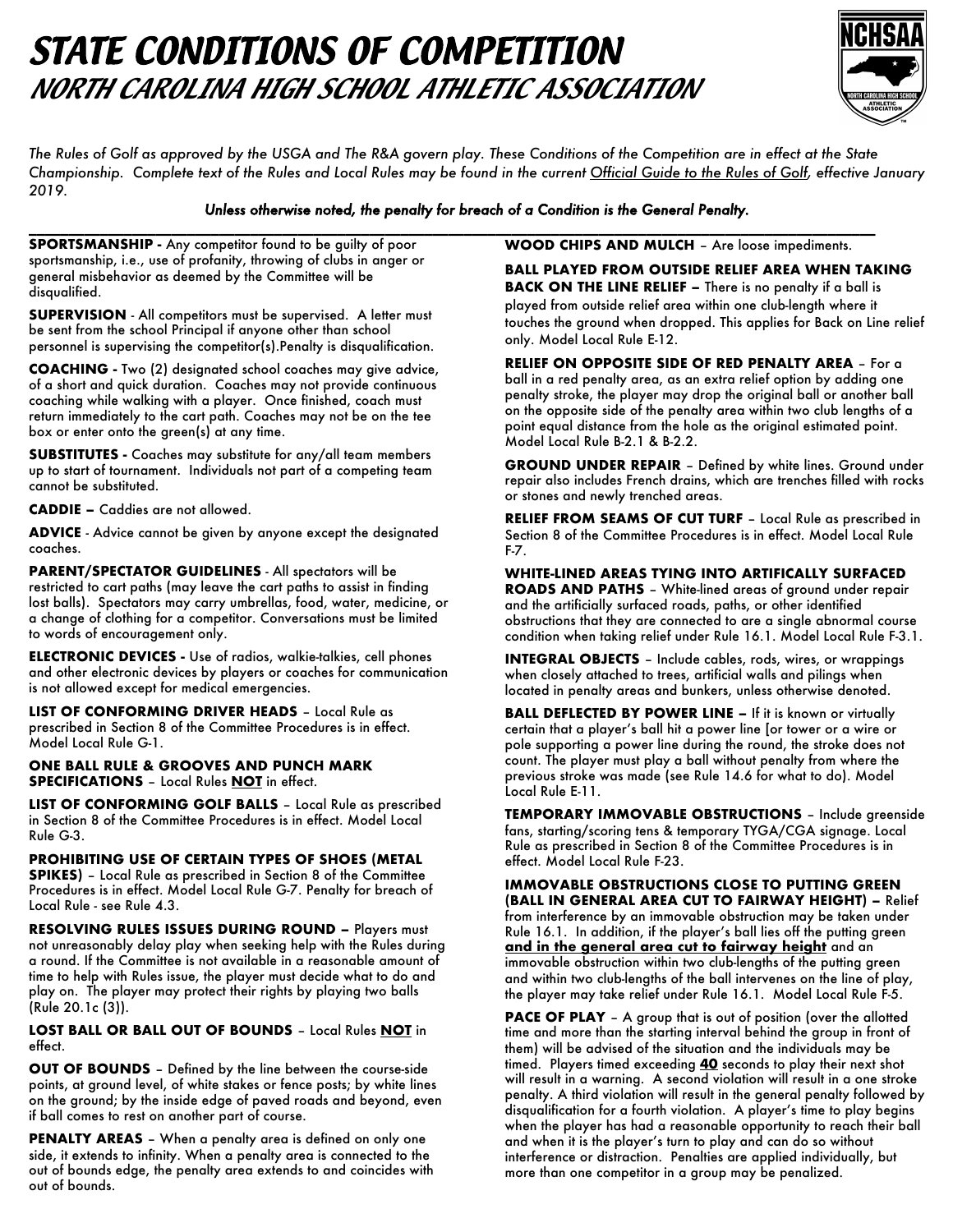# STATE CONDITIONS OF COMPETITION

## NORTH CAROLINA HIGH SCHOOL ATHLETIC ASSOCIATION

*The Rules of Golf as approved by the USGA and The R&A govern play. These Conditions of the Competition are in effect at the State Championship. Complete text of the Rules and Local Rules may be found in the current Official Guide to the Rules of Golf, effective January 2019.*

***Unless otherwise noted, the penalty for breach of a Condition is the General Penalty.***

---

**SPORTSMANSHIP -** Any competitor found to be guilty of poor sportsmanship, i.e., use of profanity, throwing of clubs in anger or general misbehavior as deemed by the Committee will be disqualified.

**SUPERVISION** - All competitors must be supervised. A letter must be sent from the school Principal if anyone other than school personnel is supervising the competitor(s).Penalty is disqualification.

**COACHING -** Two (2) designated school coaches may give advice, of a short and quick duration. Coaches may not provide continuous coaching while walking with a player. Once finished, coach must return immediately to the cart path. Coaches may not be on the tee box or enter onto the green(s) at any time.

**SUBSTITUTES -** Coaches may substitute for any/all team members up to start of tournament. Individuals not part of a competing team cannot be substituted.

**CADDIE –** Caddies are not allowed.

**ADVICE** - Advice cannot be given by anyone except the designated coaches.

**PARENT/SPECTATOR GUIDELINES** - All spectators will be restricted to cart paths (may leave the cart paths to assist in finding lost balls). Spectators may carry umbrellas, food, water, medicine, or a change of clothing for a competitor. Conversations must be limited to words of encouragement only.

**ELECTRONIC DEVICES -** Use of radios, walkie-talkies, cell phones and other electronic devices by players or coaches for communication is not allowed except for medical emergencies.

**LIST OF CONFORMING DRIVER HEADS** – Local Rule as prescribed in Section 8 of the Committee Procedures is in effect. Model Local Rule G-1.

**ONE BALL RULE & GROOVES AND PUNCH MARK SPECIFICATIONS** – Local Rules **NOT** in effect.

**LIST OF CONFORMING GOLF BALLS** – Local Rule as prescribed in Section 8 of the Committee Procedures is in effect. Model Local Rule G-3.

**PROHIBITING USE OF CERTAIN TYPES OF SHOES (METAL SPIKES)** – Local Rule as prescribed in Section 8 of the Committee Procedures is in effect. Model Local Rule G-7. Penalty for breach of Local Rule - see Rule 4.3.

**RESOLVING RULES ISSUES DURING ROUND –** Players must not unreasonably delay play when seeking help with the Rules during a round. If the Committee is not available in a reasonable amount of time to help with Rules issue, the player must decide what to do and play on. The player may protect their rights by playing two balls (Rule 20.1c (3)).

**LOST BALL OR BALL OUT OF BOUNDS** – Local Rules **NOT** in effect.

**OUT OF BOUNDS** – Defined by the line between the course-side points, at ground level, of white stakes or fence posts; by white lines on the ground; by the inside edge of paved roads and beyond, even if ball comes to rest on another part of course.

**PENALTY AREAS** – When a penalty area is defined on only one side, it extends to infinity. When a penalty area is connected to the out of bounds edge, the penalty area extends to and coincides with out of bounds.

**WOOD CHIPS AND MULCH** – Are loose impediments.

**BALL PLAYED FROM OUTSIDE RELIEF AREA WHEN TAKING BACK ON THE LINE RELIEF –** There is no penalty if a ball is played from outside relief area within one club-length where it touches the ground when dropped. This applies for Back on Line relief only. Model Local Rule E-12.

**RELIEF ON OPPOSITE SIDE OF RED PENALTY AREA** – For a ball in a red penalty area, as an extra relief option by adding one penalty stroke, the player may drop the original ball or another ball on the opposite side of the penalty area within two club lengths of a point equal distance from the hole as the original estimated point. Model Local Rule B-2.1 & B-2.2.

**GROUND UNDER REPAIR** – Defined by white lines. Ground under repair also includes French drains, which are trenches filled with rocks or stones and newly trenched areas.

**RELIEF FROM SEAMS OF CUT TURF** – Local Rule as prescribed in Section 8 of the Committee Procedures is in effect. Model Local Rule F-7.

**WHITE-LINED AREAS TYING INTO ARTIFICALLY SURFACED ROADS AND PATHS** – White-lined areas of ground under repair and the artificially surfaced roads, paths, or other identified obstructions that they are connected to are a single abnormal course condition when taking relief under Rule 16.1. Model Local Rule F-3.1.

**INTEGRAL OBJECTS** – Include cables, rods, wires, or wrappings when closely attached to trees, artificial walls and pilings when located in penalty areas and bunkers, unless otherwise denoted.

**BALL DEFLECTED BY POWER LINE –** If it is known or virtually certain that a player's ball hit a power line [or tower or a wire or pole supporting a power line during the round, the stroke does not count. The player must play a ball without penalty from where the previous stroke was made (see Rule 14.6 for what to do). Model Local Rule E-11.

**TEMPORARY IMMOVABLE OBSTRUCTIONS** – Include greenside fans, starting/scoring tens & temporary TYGA/CGA signage. Local Rule as prescribed in Section 8 of the Committee Procedures is in effect. Model Local Rule F-23.

**IMMOVABLE OBSTRUCTIONS CLOSE TO PUTTING GREEN (BALL IN GENERAL AREA CUT TO FAIRWAY HEIGHT) –** Relief from interference by an immovable obstruction may be taken under Rule 16.1. In addition, if the player's ball lies off the putting green **and in the general area cut to fairway height** and an immovable obstruction within two club-lengths of the putting green and within two club-lengths of the ball intervenes on the line of play, the player may take relief under Rule 16.1. Model Local Rule F-5.

**PACE OF PLAY** – A group that is out of position (over the allotted time and more than the starting interval behind the group in front of them) will be advised of the situation and the individuals may be timed. Players timed exceeding **40** seconds to play their next shot will result in a warning. A second violation will result in a one stroke penalty. A third violation will result in the general penalty followed by disqualification for a fourth violation. A player's time to play begins when the player has had a reasonable opportunity to reach their ball and when it is the player's turn to play and can do so without interference or distraction. Penalties are applied individually, but more than one competitor in a group may be penalized.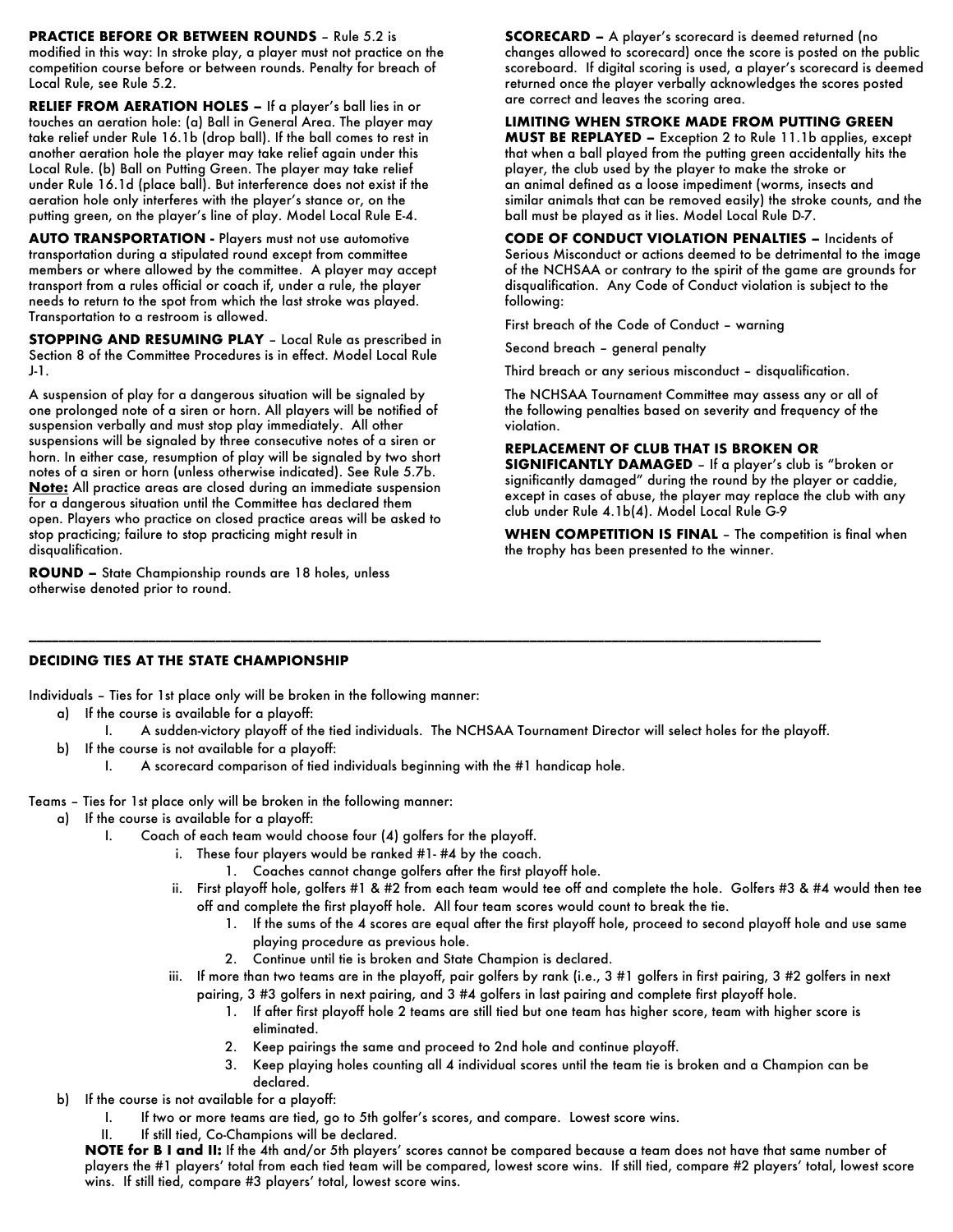**PRACTICE BEFORE OR BETWEEN ROUNDS** – Rule 5.2 is modified in this way: In stroke play, a player must not practice on the competition course before or between rounds. Penalty for breach of Local Rule, see Rule 5.2.

**RELIEF FROM AERATION HOLES –** If a player's ball lies in or touches an aeration hole: (a) Ball in General Area. The player may take relief under Rule 16.1b (drop ball). If the ball comes to rest in another aeration hole the player may take relief again under this Local Rule. (b) Ball on Putting Green. The player may take relief under Rule 16.1d (place ball). But interference does not exist if the aeration hole only interferes with the player's stance or, on the putting green, on the player's line of play. Model Local Rule E-4.

**AUTO TRANSPORTATION -** Players must not use automotive transportation during a stipulated round except from committee members or where allowed by the committee. A player may accept transport from a rules official or coach if, under a rule, the player needs to return to the spot from which the last stroke was played. Transportation to a restroom is allowed.

**STOPPING AND RESUMING PLAY** – Local Rule as prescribed in Section 8 of the Committee Procedures is in effect. Model Local Rule J-1.

A suspension of play for a dangerous situation will be signaled by one prolonged note of a siren or horn. All players will be notified of suspension verbally and must stop play immediately. All other suspensions will be signaled by three consecutive notes of a siren or horn. In either case, resumption of play will be signaled by two short notes of a siren or horn (unless otherwise indicated). See Rule 5.7b. **Note:** All practice areas are closed during an immediate suspension for a dangerous situation until the Committee has declared them open. Players who practice on closed practice areas will be asked to stop practicing; failure to stop practicing might result in disqualification.

**ROUND –** State Championship rounds are 18 holes, unless otherwise denoted prior to round.

**SCORECARD –** A player's scorecard is deemed returned (no changes allowed to scorecard) once the score is posted on the public scoreboard. If digital scoring is used, a player's scorecard is deemed returned once the player verbally acknowledges the scores posted are correct and leaves the scoring area.

**LIMITING WHEN STROKE MADE FROM PUTTING GREEN MUST BE REPLAYED –** Exception 2 to Rule 11.1b applies, except that when a ball played from the putting green accidentally hits the player, the club used by the player to make the stroke or an animal defined as a loose impediment (worms, insects and similar animals that can be removed easily) the stroke counts, and the ball must be played as it lies. Model Local Rule D-7.

**CODE OF CONDUCT VIOLATION PENALTIES –** Incidents of Serious Misconduct or actions deemed to be detrimental to the image of the NCHSAA or contrary to the spirit of the game are grounds for disqualification. Any Code of Conduct violation is subject to the following:

First breach of the Code of Conduct – warning

Second breach – general penalty

Third breach or any serious misconduct – disqualification.

The NCHSAA Tournament Committee may assess any or all of the following penalties based on severity and frequency of the violation.

**REPLACEMENT OF CLUB THAT IS BROKEN OR SIGNIFICANTLY DAMAGED** – If a player's club is "broken or significantly damaged" during the round by the player or caddie, except in cases of abuse, the player may replace the club with any club under Rule 4.1b(4). Model Local Rule G-9

**WHEN COMPETITION IS FINAL** – The competition is final when the trophy has been presented to the winner.

---

**DECIDING TIES AT THE STATE CHAMPIONSHIP**

Individuals – Ties for 1st place only will be broken in the following manner:

- a) If the course is available for a playoff:
  - I. A sudden-victory playoff of the tied individuals. The NCHSAA Tournament Director will select holes for the playoff.
- b) If the course is not available for a playoff:
  - I. A scorecard comparison of tied individuals beginning with the #1 handicap hole.

Teams – Ties for 1st place only will be broken in the following manner:

- a) If the course is available for a playoff:
  - I. Coach of each team would choose four (4) golfers for the playoff.
    - i. These four players would be ranked #1- #4 by the coach.
      1. Coaches cannot change golfers after the first playoff hole.
    - ii. First playoff hole, golfers #1 & #2 from each team would tee off and complete the hole. Golfers #3 & #4 would then tee off and complete the first playoff hole. All four team scores would count to break the tie.
      1. If the sums of the 4 scores are equal after the first playoff hole, proceed to second playoff hole and use same playing procedure as previous hole.
      2. Continue until tie is broken and State Champion is declared.
    - iii. If more than two teams are in the playoff, pair golfers by rank (i.e., 3 #1 golfers in first pairing, 3 #2 golfers in next pairing, 3 #3 golfers in next pairing, and 3 #4 golfers in last pairing and complete first playoff hole.
      1. If after first playoff hole 2 teams are still tied but one team has higher score, team with higher score is eliminated.
      2. Keep pairings the same and proceed to 2nd hole and continue playoff.
      3. Keep playing holes counting all 4 individual scores until the team tie is broken and a Champion can be declared.
- b) If the course is not available for a playoff:
  - I. If two or more teams are tied, go to 5th golfer's scores, and compare. Lowest score wins.
  - II. If still tied, Co-Champions will be declared.

**NOTE for B I and II:** If the 4th and/or 5th players' scores cannot be compared because a team does not have that same number of players the #1 players' total from each tied team will be compared, lowest score wins. If still tied, compare #2 players' total, lowest score wins. If still tied, compare #3 players' total, lowest score wins.